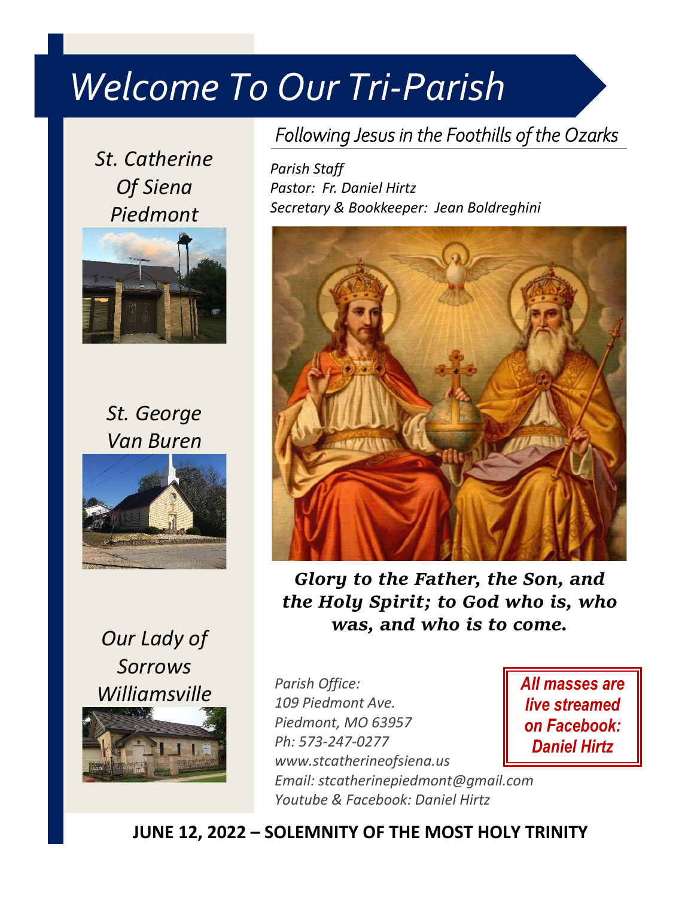# Welcome To Our Tri-Parish

*St. Catherine Of Siena*
*Piedmont*

*St. George*
*Van Buren*

*Our Lady of Sorrows*
*Williamsville*

## *Following Jesus in the Foothills of the Ozarks*

*Parish Staff*
*Pastor: Fr. Daniel Hirtz*
*Secretary & Bookkeeper: Jean Boldreghini*

***Glory to the Father, the Son, and the Holy Spirit; to God who is, who was, and who is to come.***

*Parish Office:*
*109 Piedmont Ave.*
*Piedmont, MO 63957*
*Ph: 573-247-0277*
*www.stcatherineofsiena.us*
*Email: stcatherinepiedmont@gmail.com*
*Youtube & Facebook: Daniel Hirtz*

***All masses are live streamed on Facebook: Daniel Hirtz***

**JUNE 12, 2022 – SOLEMNITY OF THE MOST HOLY TRINITY**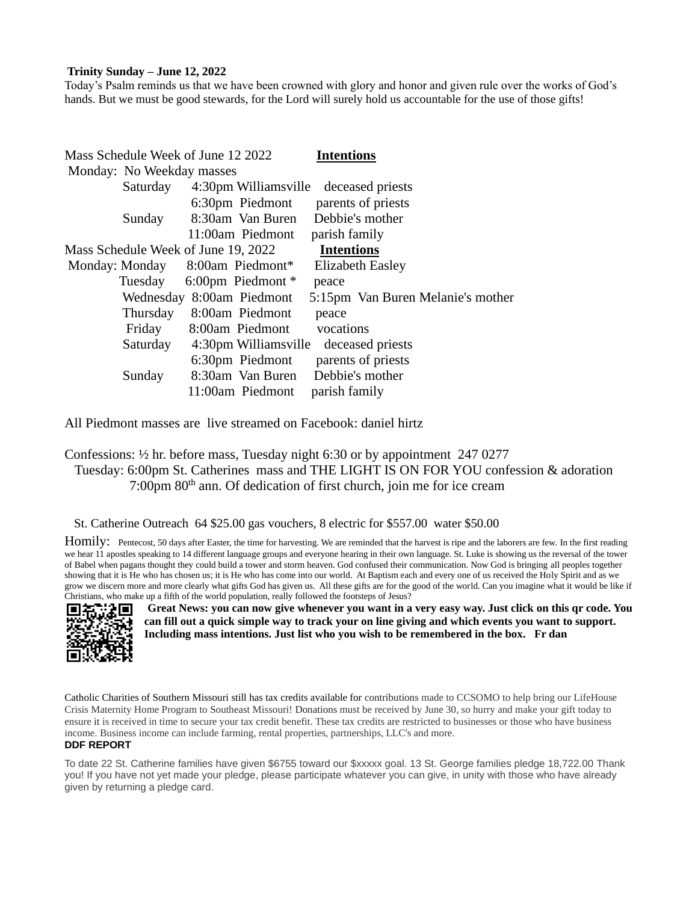**Trinity Sunday – June 12, 2022**

Today's Psalm reminds us that we have been crowned with glory and honor and given rule over the works of God's hands. But we must be good stewards, for the Lord will surely hold us accountable for the use of those gifts!

Mass Schedule Week of June 12 2022 **Intentions**

| | | | |
|---|---|---|---|
| Monday: No Weekday masses | | | |
| Saturday | 4:30pm Williamsville | deceased priests | |
| | 6:30pm Piedmont | parents of priests | |
| Sunday | 8:30am Van Buren | Debbie's mother | |
| | 11:00am Piedmont | parish family | |

Mass Schedule Week of June 19, 2022 **Intentions**

| | | | |
|---|---|---|---|
| Monday: Monday | 8:00am Piedmont* | Elizabeth Easley | |
| Tuesday | 6:00pm Piedmont * | peace | |
| Wednesday | 8:00am Piedmont | 5:15pm Van Buren | Melanie's mother |
| Thursday | 8:00am Piedmont | peace | |
| Friday | 8:00am Piedmont | vocations | |
| Saturday | 4:30pm Williamsville | deceased priests | |
| | 6:30pm Piedmont | parents of priests | |
| Sunday | 8:30am Van Buren | Debbie's mother | |
| | 11:00am Piedmont | parish family | |

All Piedmont masses are live streamed on Facebook: daniel hirtz

Confessions: ½ hr. before mass, Tuesday night 6:30 or by appointment 247 0277

Tuesday: 6:00pm St. Catherines mass and THE LIGHT IS ON FOR YOU confession & adoration

7:00pm 80th ann. Of dedication of first church, join me for ice cream

St. Catherine Outreach 64 $25.00 gas vouchers, 8 electric for $557.00 water $50.00

Homily: Pentecost, 50 days after Easter, the time for harvesting. We are reminded that the harvest is ripe and the laborers are few. In the first reading we hear 11 apostles speaking to 14 different language groups and everyone hearing in their own language. St. Luke is showing us the reversal of the tower of Babel when pagans thought they could build a tower and storm heaven. God confused their communication. Now God is bringing all peoples together showing that it is He who has chosen us; it is He who has come into our world. At Baptism each and every one of us received the Holy Spirit and as we grow we discern more and more clearly what gifts God has given us. All these gifts are for the good of the world. Can you imagine what it would be like if Christians, who make up a fifth of the world population, really followed the footsteps of Jesus?

**Great News: you can now give whenever you want in a very easy way. Just click on this qr code. You can fill out a quick simple way to track your on line giving and which events you want to support. Including mass intentions. Just list who you wish to be remembered in the box. Fr dan**

Catholic Charities of Southern Missouri still has tax credits available for contributions made to CCSOMO to help bring our LifeHouse Crisis Maternity Home Program to Southeast Missouri! Donations must be received by June 30, so hurry and make your gift today to ensure it is received in time to secure your tax credit benefit. These tax credits are restricted to businesses or those who have business income. Business income can include farming, rental properties, partnerships, LLC's and more.

**DDF REPORT**

To date 22 St. Catherine families have given $6755 toward our $xxxxx goal. 13 St. George families pledge 18,722.00 Thank you! If you have not yet made your pledge, please participate whatever you can give, in unity with those who have already given by returning a pledge card.